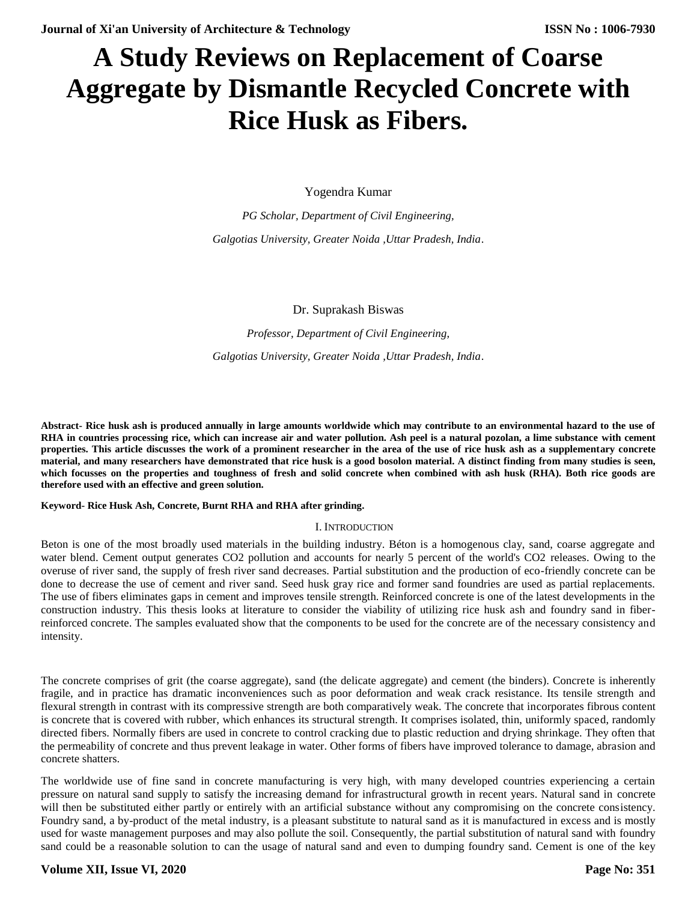# A Study Reviews on Replacement of Coarse Aggregate by Dismantle Recycled Concrete with Rice Husk as Fibers.

Yogendra Kumar

*PG Scholar, Department of Civil Engineering,*

*Galgotias University, Greater Noida ,Uttar Pradesh, India.*

Dr. Suprakash Biswas

*Professor, Department of Civil Engineering,*

*Galgotias University, Greater Noida ,Uttar Pradesh, India.*

**Abstract- Rice husk ash is produced annually in large amounts worldwide which may contribute to an environmental hazard to the use of RHA in countries processing rice, which can increase air and water pollution. Ash peel is a natural pozolan, a lime substance with cement properties. This article discusses the work of a prominent researcher in the area of the use of rice husk ash as a supplementary concrete material, and many researchers have demonstrated that rice husk is a good bosolon material. A distinct finding from many studies is seen, which focusses on the properties and toughness of fresh and solid concrete when combined with ash husk (RHA). Both rice goods are therefore used with an effective and green solution.**

**Keyword- Rice Husk Ash, Concrete, Burnt RHA and RHA after grinding.**

## I. Introduction

Beton is one of the most broadly used materials in the building industry. Béton is a homogenous clay, sand, coarse aggregate and water blend. Cement output generates CO2 pollution and accounts for nearly 5 percent of the world's CO2 releases. Owing to the overuse of river sand, the supply of fresh river sand decreases. Partial substitution and the production of eco-friendly concrete can be done to decrease the use of cement and river sand. Seed husk gray rice and former sand foundries are used as partial replacements. The use of fibers eliminates gaps in cement and improves tensile strength. Reinforced concrete is one of the latest developments in the construction industry. This thesis looks at literature to consider the viability of utilizing rice husk ash and foundry sand in fiber-reinforced concrete. The samples evaluated show that the components to be used for the concrete are of the necessary consistency and intensity.

The concrete comprises of grit (the coarse aggregate), sand (the delicate aggregate) and cement (the binders). Concrete is inherently fragile, and in practice has dramatic inconveniences such as poor deformation and weak crack resistance. Its tensile strength and flexural strength in contrast with its compressive strength are both comparatively weak. The concrete that incorporates fibrous content is concrete that is covered with rubber, which enhances its structural strength. It comprises isolated, thin, uniformly spaced, randomly directed fibers. Normally fibers are used in concrete to control cracking due to plastic reduction and drying shrinkage. They often that the permeability of concrete and thus prevent leakage in water. Other forms of fibers have improved tolerance to damage, abrasion and concrete shatters.

The worldwide use of fine sand in concrete manufacturing is very high, with many developed countries experiencing a certain pressure on natural sand supply to satisfy the increasing demand for infrastructural growth in recent years. Natural sand in concrete will then be substituted either partly or entirely with an artificial substance without any compromising on the concrete consistency. Foundry sand, a by-product of the metal industry, is a pleasant substitute to natural sand as it is manufactured in excess and is mostly used for waste management purposes and may also pollute the soil. Consequently, the partial substitution of natural sand with foundry sand could be a reasonable solution to can the usage of natural sand and even to dumping foundry sand. Cement is one of the key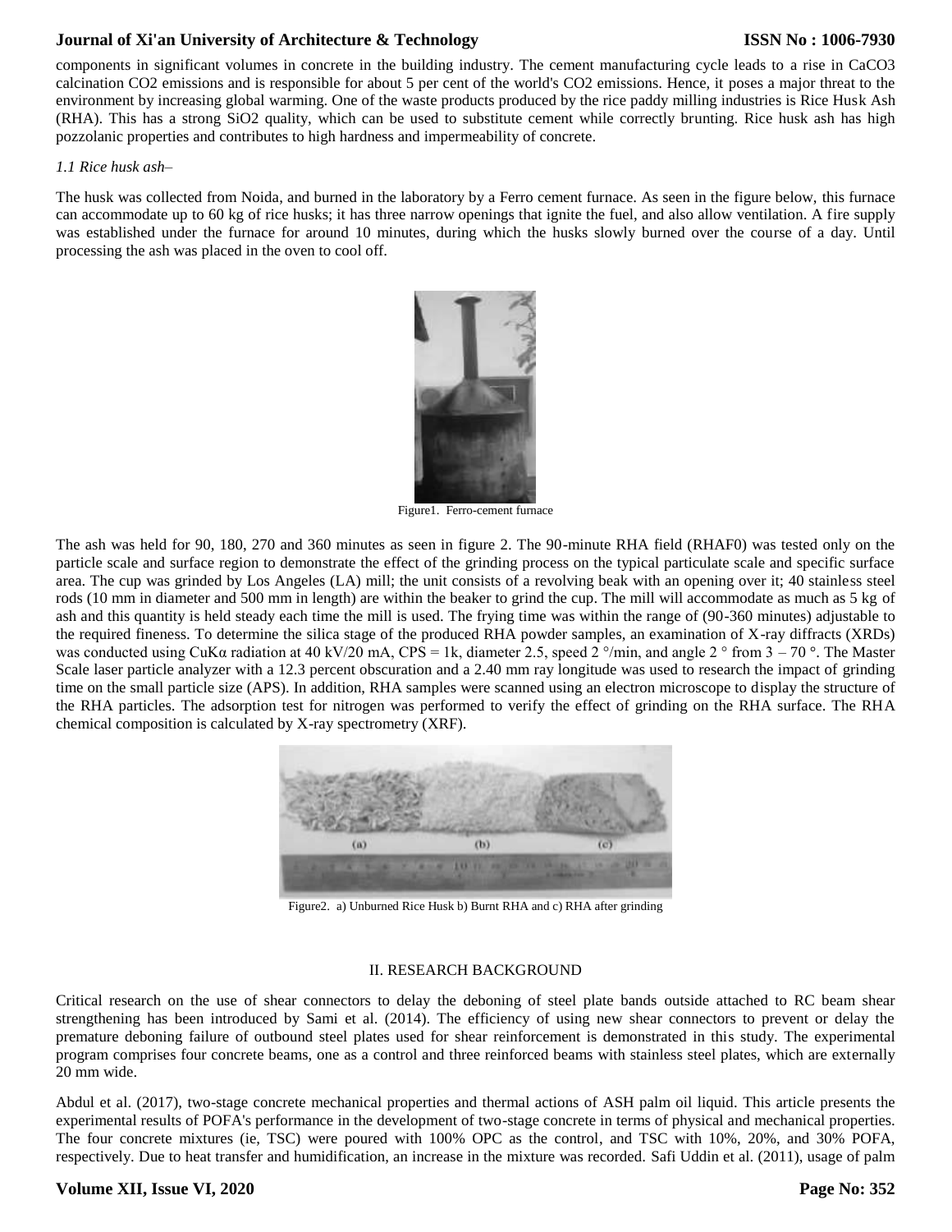components in significant volumes in concrete in the building industry. The cement manufacturing cycle leads to a rise in $CaCO_3$ calcination $CO_2$ emissions and is responsible for about 5 per cent of the world's $CO_2$ emissions. Hence, it poses a major threat to the environment by increasing global warming. One of the waste products produced by the rice paddy milling industries is Rice Husk Ash (RHA). This has a strong $SiO_2$ quality, which can be used to substitute cement while correctly brunting. Rice husk ash has high pozzolanic properties and contributes to high hardness and impermeability of concrete.

*1.1 Rice husk ash–*

The husk was collected from Noida, and burned in the laboratory by a Ferro cement furnace. As seen in the figure below, this furnace can accommodate up to 60 kg of rice husks; it has three narrow openings that ignite the fuel, and also allow ventilation. A fire supply was established under the furnace for around 10 minutes, during which the husks slowly burned over the course of a day. Until processing the ash was placed in the oven to cool off.

Figure1. Ferro-cement furnace

The ash was held for 90, 180, 270 and 360 minutes as seen in figure 2. The 90-minute RHA field (RHAF0) was tested only on the particle scale and surface region to demonstrate the effect of the grinding process on the typical particulate scale and specific surface area. The cup was grinded by Los Angeles (LA) mill; the unit consists of a revolving beak with an opening over it; 40 stainless steel rods (10 mm in diameter and 500 mm in length) are within the beaker to grind the cup. The mill will accommodate as much as 5 kg of ash and this quantity is held steady each time the mill is used. The frying time was within the range of (90-360 minutes) adjustable to the required fineness. To determine the silica stage of the produced RHA powder samples, an examination of X-ray diffracts (XRDs) was conducted using CuKα radiation at 40 kV/20 mA, CPS = 1k, diameter 2.5, speed 2 °/min, and angle 2 ° from 3 – 70 °. The Master Scale laser particle analyzer with a 12.3 percent obscuration and a 2.40 mm ray longitude was used to research the impact of grinding time on the small particle size (APS). In addition, RHA samples were scanned using an electron microscope to display the structure of the RHA particles. The adsorption test for nitrogen was performed to verify the effect of grinding on the RHA surface. The RHA chemical composition is calculated by X-ray spectrometry (XRF).

Figure2. a) Unburned Rice Husk b) Burnt RHA and c) RHA after grinding

## II. RESEARCH BACKGROUND

Critical research on the use of shear connectors to delay the deboning of steel plate bands outside attached to RC beam shear strengthening has been introduced by Sami et al. (2014). The efficiency of using new shear connectors to prevent or delay the premature deboning failure of outbound steel plates used for shear reinforcement is demonstrated in this study. The experimental program comprises four concrete beams, one as a control and three reinforced beams with stainless steel plates, which are externally 20 mm wide.

Abdul et al. (2017), two-stage concrete mechanical properties and thermal actions of ASH palm oil liquid. This article presents the experimental results of POFA's performance in the development of two-stage concrete in terms of physical and mechanical properties. The four concrete mixtures (ie, TSC) were poured with 100% OPC as the control, and TSC with 10%, 20%, and 30% POFA, respectively. Due to heat transfer and humidification, an increase in the mixture was recorded. Safi Uddin et al. (2011), usage of palm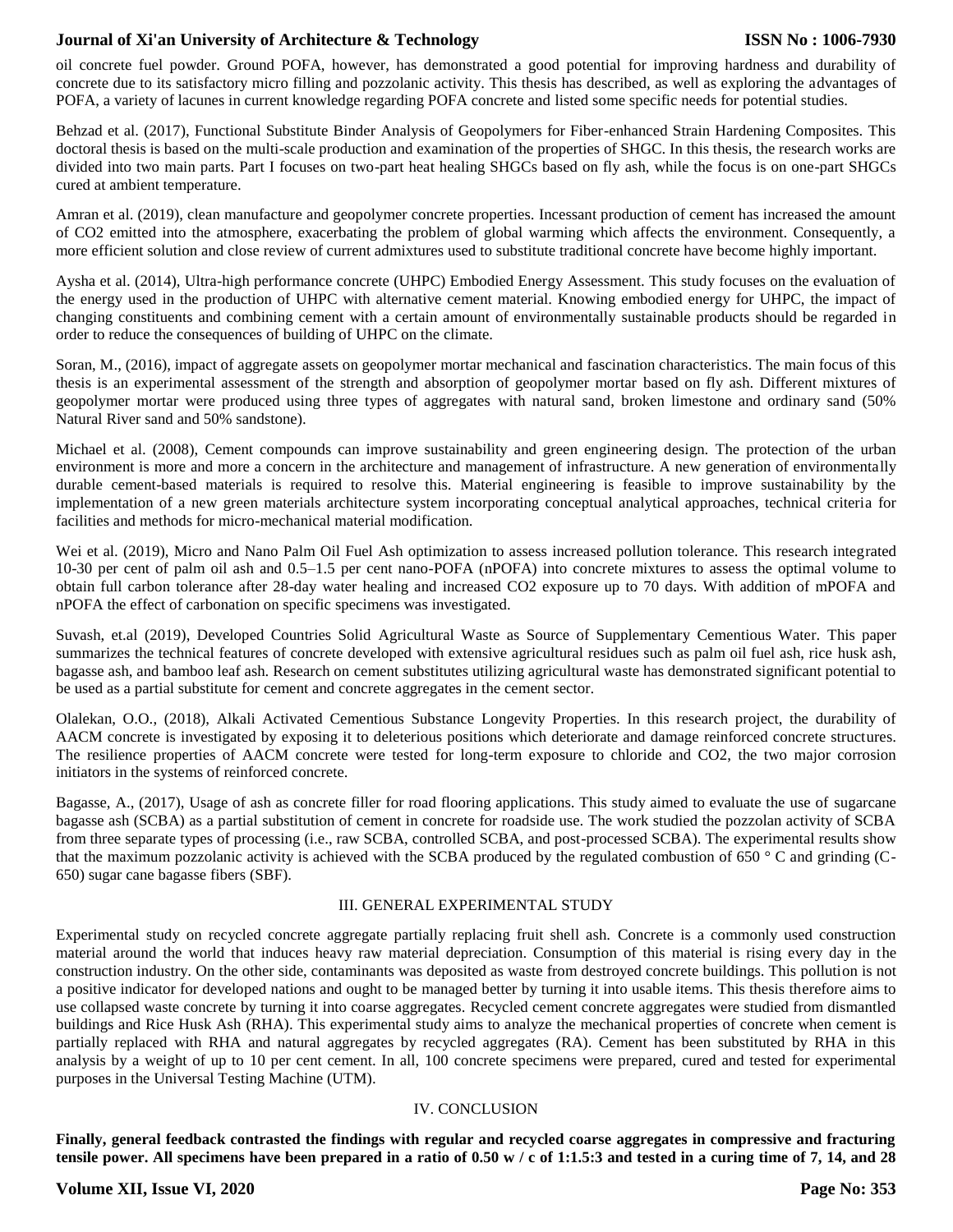oil concrete fuel powder. Ground POFA, however, has demonstrated a good potential for improving hardness and durability of concrete due to its satisfactory micro filling and pozzolanic activity. This thesis has described, as well as exploring the advantages of POFA, a variety of lacunes in current knowledge regarding POFA concrete and listed some specific needs for potential studies.

Behzad et al. (2017), Functional Substitute Binder Analysis of Geopolymers for Fiber-enhanced Strain Hardening Composites. This doctoral thesis is based on the multi-scale production and examination of the properties of SHGC. In this thesis, the research works are divided into two main parts. Part I focuses on two-part heat healing SHGCs based on fly ash, while the focus is on one-part SHGCs cured at ambient temperature.

Amran et al. (2019), clean manufacture and geopolymer concrete properties. Incessant production of cement has increased the amount of CO2 emitted into the atmosphere, exacerbating the problem of global warming which affects the environment. Consequently, a more efficient solution and close review of current admixtures used to substitute traditional concrete have become highly important.

Aysha et al. (2014), Ultra-high performance concrete (UHPC) Embodied Energy Assessment. This study focuses on the evaluation of the energy used in the production of UHPC with alternative cement material. Knowing embodied energy for UHPC, the impact of changing constituents and combining cement with a certain amount of environmentally sustainable products should be regarded in order to reduce the consequences of building of UHPC on the climate.

Soran, M., (2016), impact of aggregate assets on geopolymer mortar mechanical and fascination characteristics. The main focus of this thesis is an experimental assessment of the strength and absorption of geopolymer mortar based on fly ash. Different mixtures of geopolymer mortar were produced using three types of aggregates with natural sand, broken limestone and ordinary sand (50% Natural River sand and 50% sandstone).

Michael et al. (2008), Cement compounds can improve sustainability and green engineering design. The protection of the urban environment is more and more a concern in the architecture and management of infrastructure. A new generation of environmentally durable cement-based materials is required to resolve this. Material engineering is feasible to improve sustainability by the implementation of a new green materials architecture system incorporating conceptual analytical approaches, technical criteria for facilities and methods for micro-mechanical material modification.

Wei et al. (2019), Micro and Nano Palm Oil Fuel Ash optimization to assess increased pollution tolerance. This research integrated 10-30 per cent of palm oil ash and 0.5–1.5 per cent nano-POFA (nPOFA) into concrete mixtures to assess the optimal volume to obtain full carbon tolerance after 28-day water healing and increased CO2 exposure up to 70 days. With addition of mPOFA and nPOFA the effect of carbonation on specific specimens was investigated.

Suvash, et.al (2019), Developed Countries Solid Agricultural Waste as Source of Supplementary Cementious Water. This paper summarizes the technical features of concrete developed with extensive agricultural residues such as palm oil fuel ash, rice husk ash, bagasse ash, and bamboo leaf ash. Research on cement substitutes utilizing agricultural waste has demonstrated significant potential to be used as a partial substitute for cement and concrete aggregates in the cement sector.

Olalekan, O.O., (2018), Alkali Activated Cementious Substance Longevity Properties. In this research project, the durability of AACM concrete is investigated by exposing it to deleterious positions which deteriorate and damage reinforced concrete structures. The resilience properties of AACM concrete were tested for long-term exposure to chloride and CO2, the two major corrosion initiators in the systems of reinforced concrete.

Bagasse, A., (2017), Usage of ash as concrete filler for road flooring applications. This study aimed to evaluate the use of sugarcane bagasse ash (SCBA) as a partial substitution of cement in concrete for roadside use. The work studied the pozzolan activity of SCBA from three separate types of processing (i.e., raw SCBA, controlled SCBA, and post-processed SCBA). The experimental results show that the maximum pozzolanic activity is achieved with the SCBA produced by the regulated combustion of 650 ° C and grinding (C-650) sugar cane bagasse fibers (SBF).

## III. GENERAL EXPERIMENTAL STUDY

Experimental study on recycled concrete aggregate partially replacing fruit shell ash. Concrete is a commonly used construction material around the world that induces heavy raw material depreciation. Consumption of this material is rising every day in the construction industry. On the other side, contaminants was deposited as waste from destroyed concrete buildings. This pollution is not a positive indicator for developed nations and ought to be managed better by turning it into usable items. This thesis therefore aims to use collapsed waste concrete by turning it into coarse aggregates. Recycled cement concrete aggregates were studied from dismantled buildings and Rice Husk Ash (RHA). This experimental study aims to analyze the mechanical properties of concrete when cement is partially replaced with RHA and natural aggregates by recycled aggregates (RA). Cement has been substituted by RHA in this analysis by a weight of up to 10 per cent cement. In all, 100 concrete specimens were prepared, cured and tested for experimental purposes in the Universal Testing Machine (UTM).

## IV. CONCLUSION

**Finally, general feedback contrasted the findings with regular and recycled coarse aggregates in compressive and fracturing tensile power. All specimens have been prepared in a ratio of 0.50 w / c of 1:1.5:3 and tested in a curing time of 7, 14, and 28**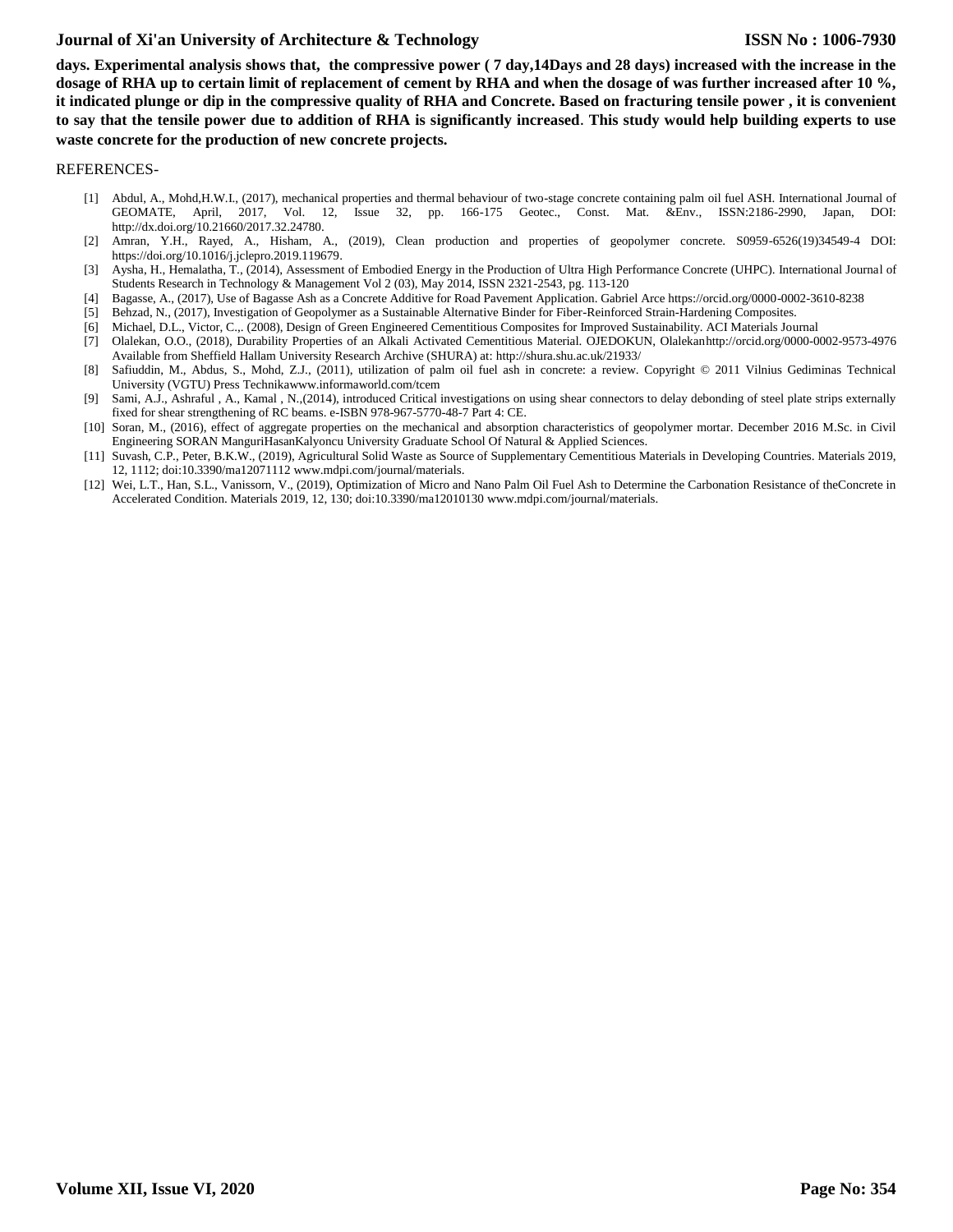**days. Experimental analysis shows that, the compressive power ( 7 day,14Days and 28 days) increased with the increase in the dosage of RHA up to certain limit of replacement of cement by RHA and when the dosage of was further increased after 10 %, it indicated plunge or dip in the compressive quality of RHA and Concrete. Based on fracturing tensile power , it is convenient to say that the tensile power due to addition of RHA is significantly increased. This study would help building experts to use waste concrete for the production of new concrete projects.**

REFERENCES-

[1] Abdul, A., Mohd,H.W.I., (2017), mechanical properties and thermal behaviour of two-stage concrete containing palm oil fuel ASH. International Journal of GEOMATE, April, 2017, Vol. 12, Issue 32, pp. 166-175 Geotec., Const. Mat. &Env., ISSN:2186-2990, Japan, DOI: http://dx.doi.org/10.21660/2017.32.24780.

[2] Amran, Y.H., Rayed, A., Hisham, A., (2019), Clean production and properties of geopolymer concrete. S0959-6526(19)34549-4 DOI: https://doi.org/10.1016/j.jclepro.2019.119679.

[3] Aysha, H., Hemalatha, T., (2014), Assessment of Embodied Energy in the Production of Ultra High Performance Concrete (UHPC). International Journal of Students Research in Technology & Management Vol 2 (03), May 2014, ISSN 2321-2543, pg. 113-120

[4] Bagasse, A., (2017), Use of Bagasse Ash as a Concrete Additive for Road Pavement Application. Gabriel Arce https://orcid.org/0000-0002-3610-8238

[5] Behzad, N., (2017), Investigation of Geopolymer as a Sustainable Alternative Binder for Fiber-Reinforced Strain-Hardening Composites.

[6] Michael, D.L., Victor, C.,. (2008), Design of Green Engineered Cementitious Composites for Improved Sustainability. ACI Materials Journal

[7] Olalekan, O.O., (2018), Durability Properties of an Alkali Activated Cementitious Material. OJEDOKUN, Olalekanhttp://orcid.org/0000-0002-9573-4976 Available from Sheffield Hallam University Research Archive (SHURA) at: http://shura.shu.ac.uk/21933/

[8] Safiuddin, M., Abdus, S., Mohd, Z.J., (2011), utilization of palm oil fuel ash in concrete: a review. Copyright © 2011 Vilnius Gediminas Technical University (VGTU) Press Technikawww.informaworld.com/tcem

[9] Sami, A.J., Ashraful , A., Kamal , N.,(2014), introduced Critical investigations on using shear connectors to delay debonding of steel plate strips externally fixed for shear strengthening of RC beams. e-ISBN 978-967-5770-48-7 Part 4: CE.

[10] Soran, M., (2016), effect of aggregate properties on the mechanical and absorption characteristics of geopolymer mortar. December 2016 M.Sc. in Civil Engineering SORAN ManguriHasanKalyoncu University Graduate School Of Natural & Applied Sciences.

[11] Suvash, C.P., Peter, B.K.W., (2019), Agricultural Solid Waste as Source of Supplementary Cementitious Materials in Developing Countries. Materials 2019, 12, 1112; doi:10.3390/ma12071112 www.mdpi.com/journal/materials.

[12] Wei, L.T., Han, S.L., Vanissorn, V., (2019), Optimization of Micro and Nano Palm Oil Fuel Ash to Determine the Carbonation Resistance of theConcrete in Accelerated Condition. Materials 2019, 12, 130; doi:10.3390/ma12010130 www.mdpi.com/journal/materials.